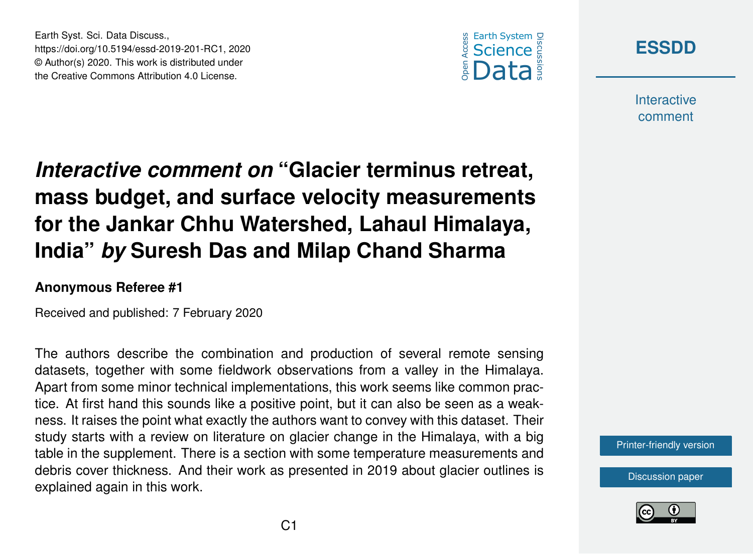# *Interactive comment on* "Glacier terminus retreat, mass budget, and surface velocity measurements for the Jankar Chhu Watershed, Lahaul Himalaya, India" *by* Suresh Das and Milap Chand Sharma

**Anonymous Referee #1**

Received and published: 7 February 2020

The authors describe the combination and production of several remote sensing datasets, together with some fieldwork observations from a valley in the Himalaya. Apart from some minor technical implementations, this work seems like common practice. At first hand this sounds like a positive point, but it can also be seen as a weakness. It raises the point what exactly the authors want to convey with this dataset. Their study starts with a review on literature on glacier change in the Himalaya, with a big table in the supplement. There is a section with some temperature measurements and debris cover thickness. And their work as presented in 2019 about glacier outlines is explained again in this work.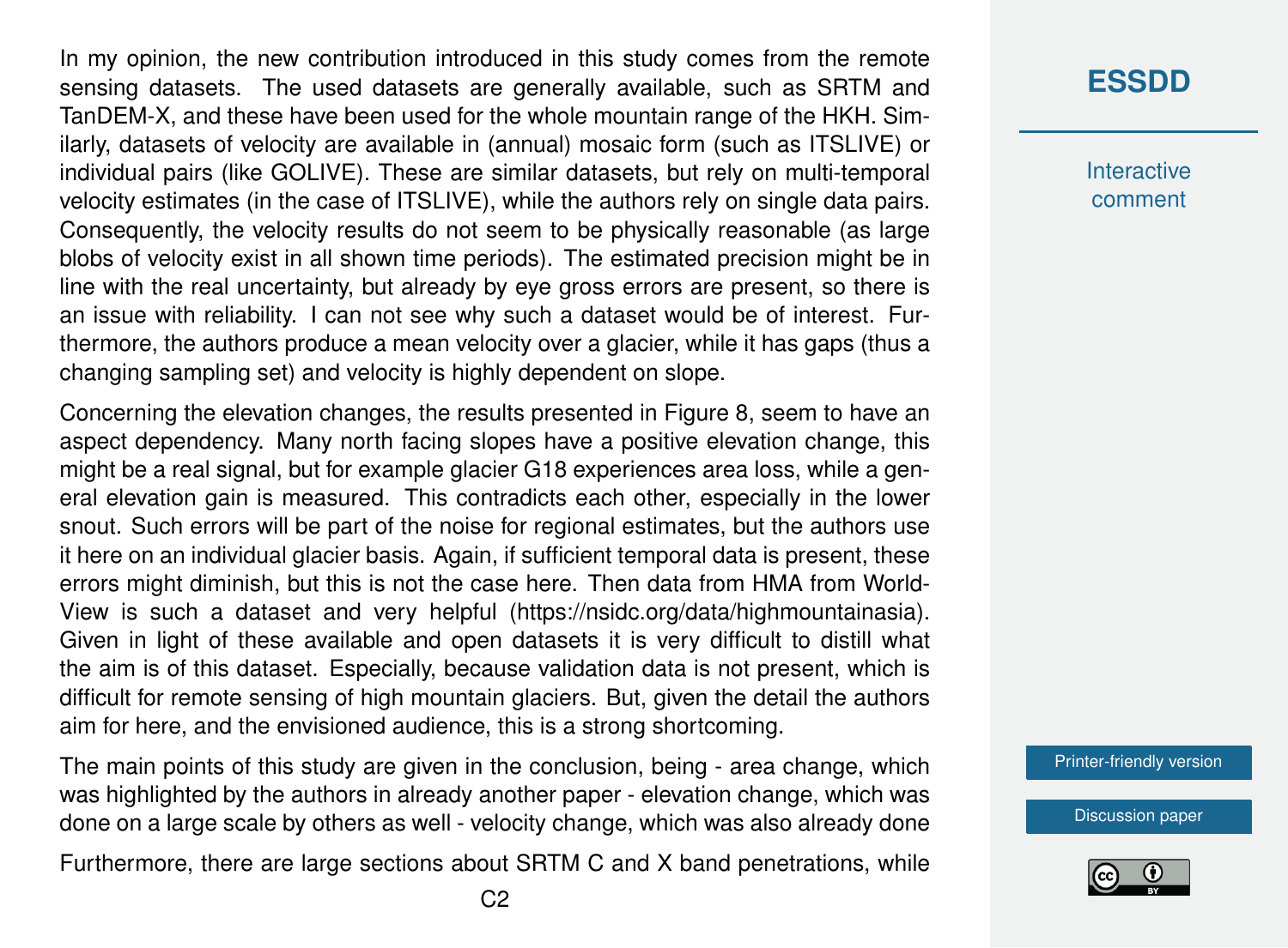In my opinion, the new contribution introduced in this study comes from the remote sensing datasets. The used datasets are generally available, such as SRTM and TanDEM-X, and these have been used for the whole mountain range of the HKH. Similarly, datasets of velocity are available in (annual) mosaic form (such as ITSLIVE) or individual pairs (like GOLIVE). These are similar datasets, but rely on multi-temporal velocity estimates (in the case of ITSLIVE), while the authors rely on single data pairs. Consequently, the velocity results do not seem to be physically reasonable (as large blobs of velocity exist in all shown time periods). The estimated precision might be in line with the real uncertainty, but already by eye gross errors are present, so there is an issue with reliability. I can not see why such a dataset would be of interest. Furthermore, the authors produce a mean velocity over a glacier, while it has gaps (thus a changing sampling set) and velocity is highly dependent on slope.

Concerning the elevation changes, the results presented in Figure 8, seem to have an aspect dependency. Many north facing slopes have a positive elevation change, this might be a real signal, but for example glacier G18 experiences area loss, while a general elevation gain is measured. This contradicts each other, especially in the lower snout. Such errors will be part of the noise for regional estimates, but the authors use it here on an individual glacier basis. Again, if sufficient temporal data is present, these errors might diminish, but this is not the case here. Then data from HMA from WorldView is such a dataset and very helpful (https://nsidc.org/data/highmountainasia). Given in light of these available and open datasets it is very difficult to distill what the aim is of this dataset. Especially, because validation data is not present, which is difficult for remote sensing of high mountain glaciers. But, given the detail the authors aim for here, and the envisioned audience, this is a strong shortcoming.

The main points of this study are given in the conclusion, being - area change, which was highlighted by the authors in already another paper - elevation change, which was done on a large scale by others as well - velocity change, which was also already done

Furthermore, there are large sections about SRTM C and X band penetrations, while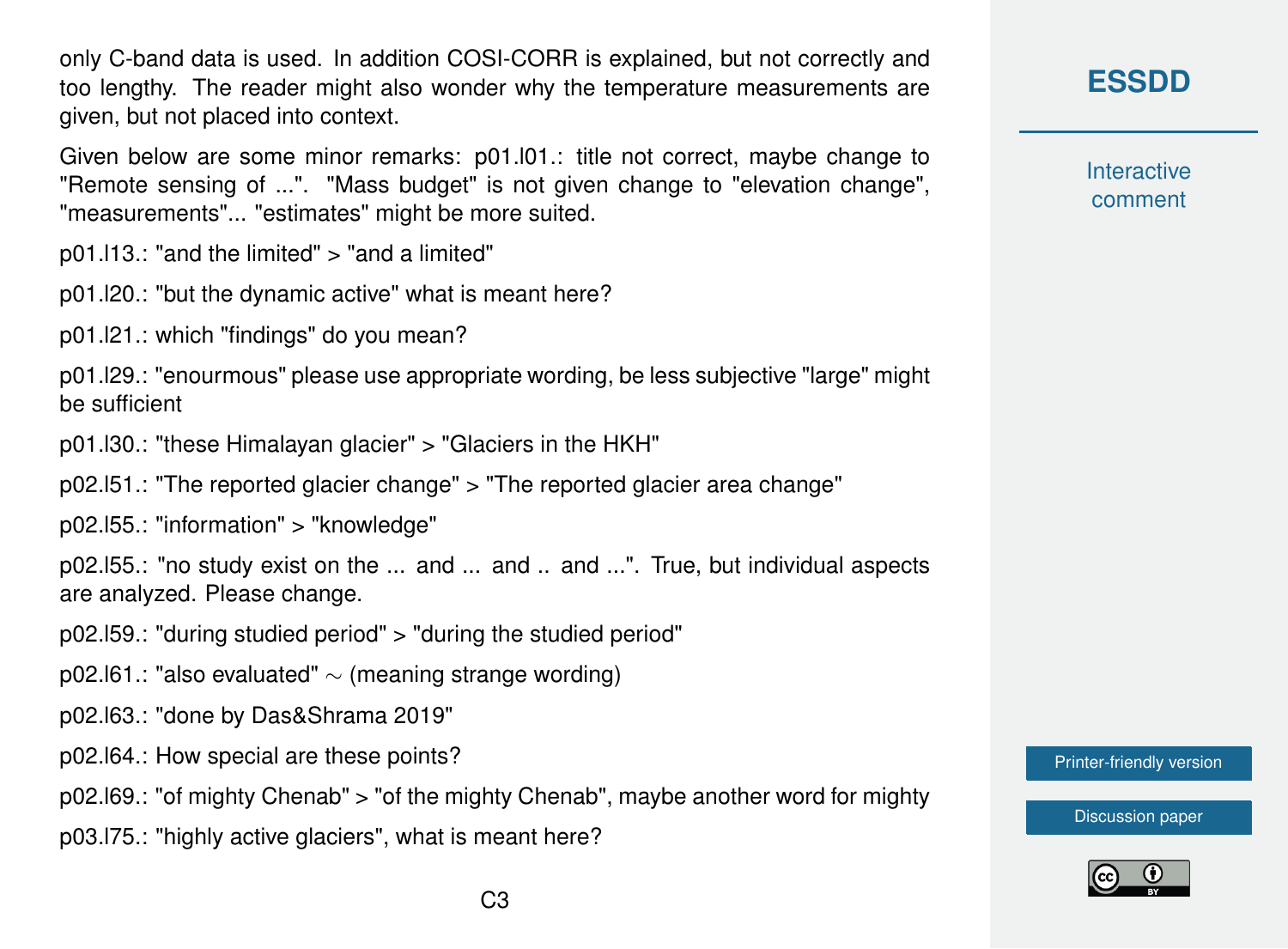only C-band data is used. In addition COSI-CORR is explained, but not correctly and too lengthy. The reader might also wonder why the temperature measurements are given, but not placed into context.

Given below are some minor remarks: p01.l01.: title not correct, maybe change to "Remote sensing of ...". "Mass budget" is not given change to "elevation change", "measurements"... "estimates" might be more suited.

p01.l13.: "and the limited" > "and a limited"

p01.l20.: "but the dynamic active" what is meant here?

p01.l21.: which "findings" do you mean?

p01.l29.: "enourmous" please use appropriate wording, be less subjective "large" might be sufficient

p01.l30.: "these Himalayan glacier" > "Glaciers in the HKH"

p02.l51.: "The reported glacier change" > "The reported glacier area change"

p02.l55.: "information" > "knowledge"

p02.l55.: "no study exist on the ... and ... and .. and ...". True, but individual aspects are analyzed. Please change.

p02.l59.: "during studied period" > "during the studied period"

p02.l61.: "also evaluated" ∼ (meaning strange wording)

p02.l63.: "done by Das&Shrama 2019"

p02.l64.: How special are these points?

p02.l69.: "of mighty Chenab" > "of the mighty Chenab", maybe another word for mighty

p03.l75.: "highly active glaciers", what is meant here?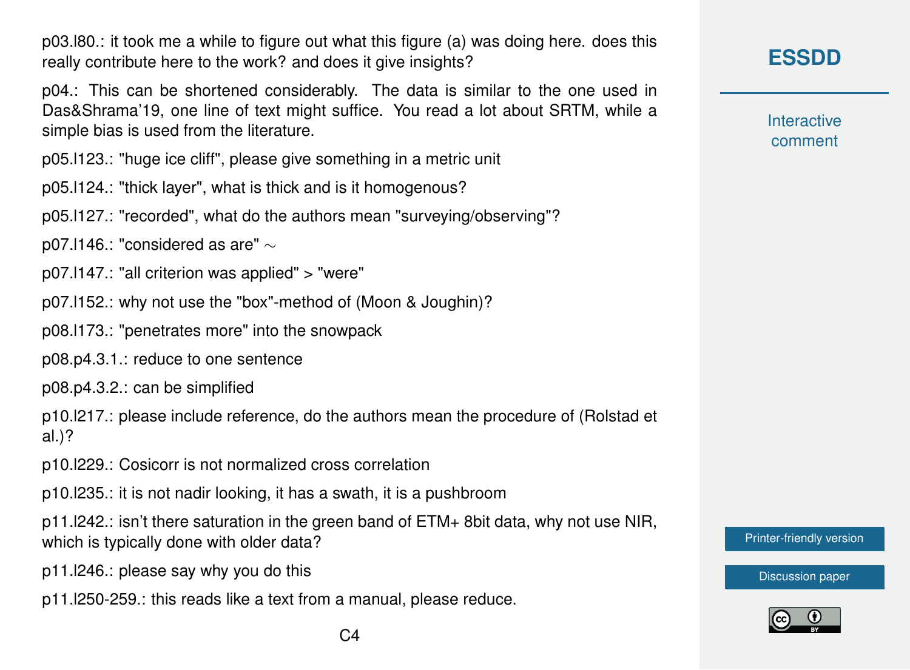p03.l80.: it took me a while to figure out what this figure (a) was doing here. does this really contribute here to the work? and does it give insights?

p04.: This can be shortened considerably. The data is similar to the one used in Das&Shrama'19, one line of text might suffice. You read a lot about SRTM, while a simple bias is used from the literature.

p05.l123.: "huge ice cliff", please give something in a metric unit

p05.l124.: "thick layer", what is thick and is it homogenous?

p05.l127.: "recorded", what do the authors mean "surveying/observing"?

p07.l146.: "considered as are" ∼

p07.l147.: "all criterion was applied" > "were"

p07.l152.: why not use the "box"-method of (Moon & Joughin)?

p08.l173.: "penetrates more" into the snowpack

p08.p4.3.1.: reduce to one sentence

p08.p4.3.2.: can be simplified

p10.l217.: please include reference, do the authors mean the procedure of (Rolstad et al.)?

p10.l229.: Cosicorr is not normalized cross correlation

p10.l235.: it is not nadir looking, it has a swath, it is a pushbroom

p11.l242.: isn't there saturation in the green band of ETM+ 8bit data, why not use NIR, which is typically done with older data?

p11.l246.: please say why you do this

p11.l250-259.: this reads like a text from a manual, please reduce.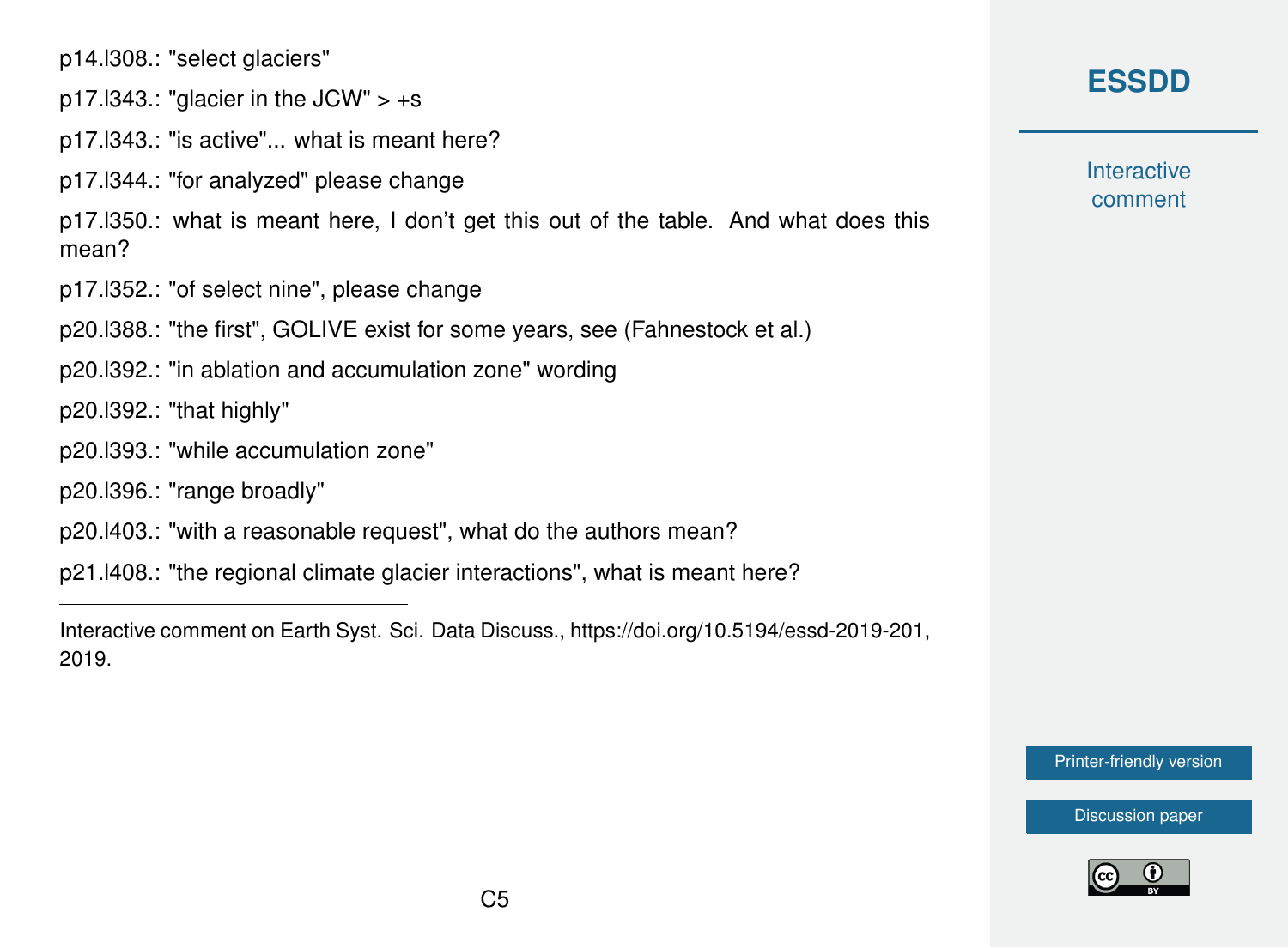p14.l308.: "select glaciers"

p17.l343.: "glacier in the JCW" > +s

p17.l343.: "is active"... what is meant here?

p17.l344.: "for analyzed" please change

p17.l350.: what is meant here, I don't get this out of the table. And what does this mean?

p17.l352.: "of select nine", please change

p20.l388.: "the first", GOLIVE exist for some years, see (Fahnestock et al.)

p20.l392.: "in ablation and accumulation zone" wording

p20.l392.: "that highly"

p20.l393.: "while accumulation zone"

p20.l396.: "range broadly"

p20.l403.: "with a reasonable request", what do the authors mean?

p21.l408.: "the regional climate glacier interactions", what is meant here?

---

Interactive comment on Earth Syst. Sci. Data Discuss., https://doi.org/10.5194/essd-2019-201, 2019.